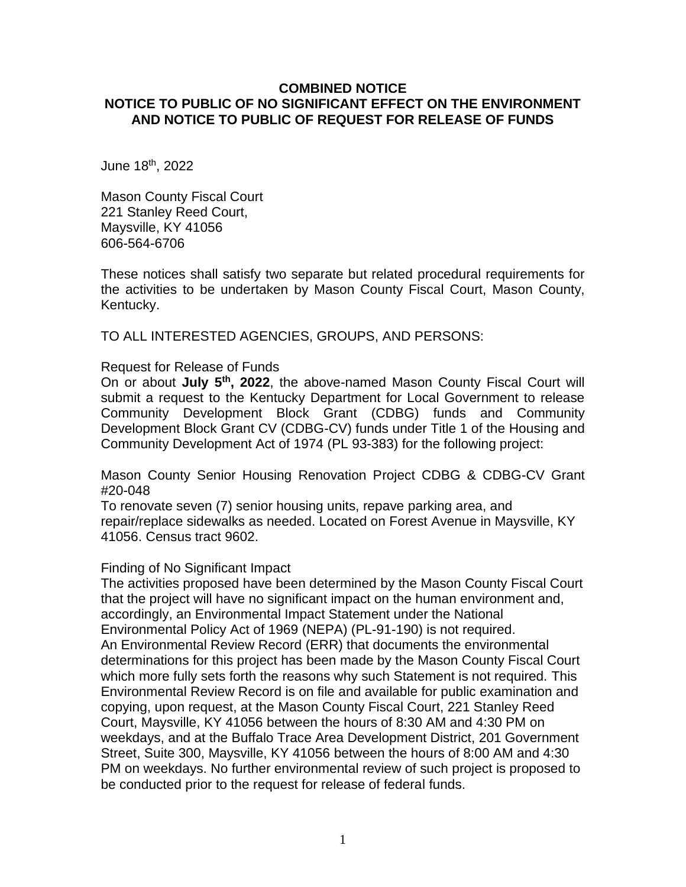**COMBINED NOTICE**
**NOTICE TO PUBLIC OF NO SIGNIFICANT EFFECT ON THE ENVIRONMENT AND NOTICE TO PUBLIC OF REQUEST FOR RELEASE OF FUNDS**

June 18th, 2022

Mason County Fiscal Court
221 Stanley Reed Court,
Maysville, KY 41056
606-564-6706

These notices shall satisfy two separate but related procedural requirements for the activities to be undertaken by Mason County Fiscal Court, Mason County, Kentucky.

TO ALL INTERESTED AGENCIES, GROUPS, AND PERSONS:

Request for Release of Funds
On or about **July 5th, 2022**, the above-named Mason County Fiscal Court will submit a request to the Kentucky Department for Local Government to release Community Development Block Grant (CDBG) funds and Community Development Block Grant CV (CDBG-CV) funds under Title 1 of the Housing and Community Development Act of 1974 (PL 93-383) for the following project:

Mason County Senior Housing Renovation Project CDBG & CDBG-CV Grant #20-048
To renovate seven (7) senior housing units, repave parking area, and repair/replace sidewalks as needed. Located on Forest Avenue in Maysville, KY 41056. Census tract 9602.

Finding of No Significant Impact
The activities proposed have been determined by the Mason County Fiscal Court that the project will have no significant impact on the human environment and, accordingly, an Environmental Impact Statement under the National Environmental Policy Act of 1969 (NEPA) (PL-91-190) is not required.
An Environmental Review Record (ERR) that documents the environmental determinations for this project has been made by the Mason County Fiscal Court which more fully sets forth the reasons why such Statement is not required. This Environmental Review Record is on file and available for public examination and copying, upon request, at the Mason County Fiscal Court, 221 Stanley Reed Court, Maysville, KY 41056 between the hours of 8:30 AM and 4:30 PM on weekdays, and at the Buffalo Trace Area Development District, 201 Government Street, Suite 300, Maysville, KY 41056 between the hours of 8:00 AM and 4:30 PM on weekdays. No further environmental review of such project is proposed to be conducted prior to the request for release of federal funds.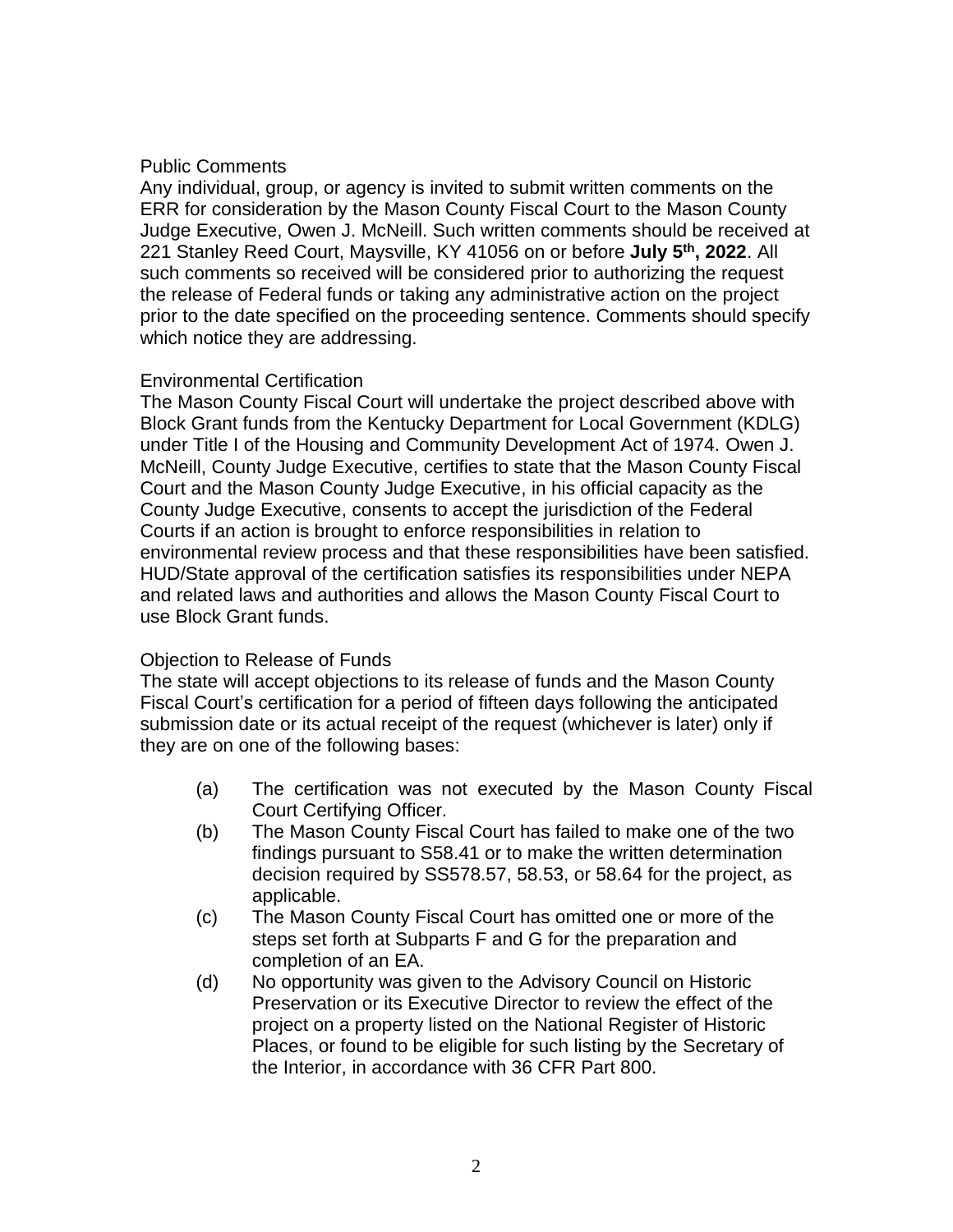Public Comments

Any individual, group, or agency is invited to submit written comments on the ERR for consideration by the Mason County Fiscal Court to the Mason County Judge Executive, Owen J. McNeill. Such written comments should be received at 221 Stanley Reed Court, Maysville, KY 41056 on or before **July 5th, 2022**. All such comments so received will be considered prior to authorizing the request the release of Federal funds or taking any administrative action on the project prior to the date specified on the proceeding sentence. Comments should specify which notice they are addressing.

Environmental Certification

The Mason County Fiscal Court will undertake the project described above with Block Grant funds from the Kentucky Department for Local Government (KDLG) under Title I of the Housing and Community Development Act of 1974. Owen J. McNeill, County Judge Executive, certifies to state that the Mason County Fiscal Court and the Mason County Judge Executive, in his official capacity as the County Judge Executive, consents to accept the jurisdiction of the Federal Courts if an action is brought to enforce responsibilities in relation to environmental review process and that these responsibilities have been satisfied. HUD/State approval of the certification satisfies its responsibilities under NEPA and related laws and authorities and allows the Mason County Fiscal Court to use Block Grant funds.

Objection to Release of Funds

The state will accept objections to its release of funds and the Mason County Fiscal Court's certification for a period of fifteen days following the anticipated submission date or its actual receipt of the request (whichever is later) only if they are on one of the following bases:

(a) The certification was not executed by the Mason County Fiscal Court Certifying Officer.

(b) The Mason County Fiscal Court has failed to make one of the two findings pursuant to S58.41 or to make the written determination decision required by SS578.57, 58.53, or 58.64 for the project, as applicable.

(c) The Mason County Fiscal Court has omitted one or more of the steps set forth at Subparts F and G for the preparation and completion of an EA.

(d) No opportunity was given to the Advisory Council on Historic Preservation or its Executive Director to review the effect of the project on a property listed on the National Register of Historic Places, or found to be eligible for such listing by the Secretary of the Interior, in accordance with 36 CFR Part 800.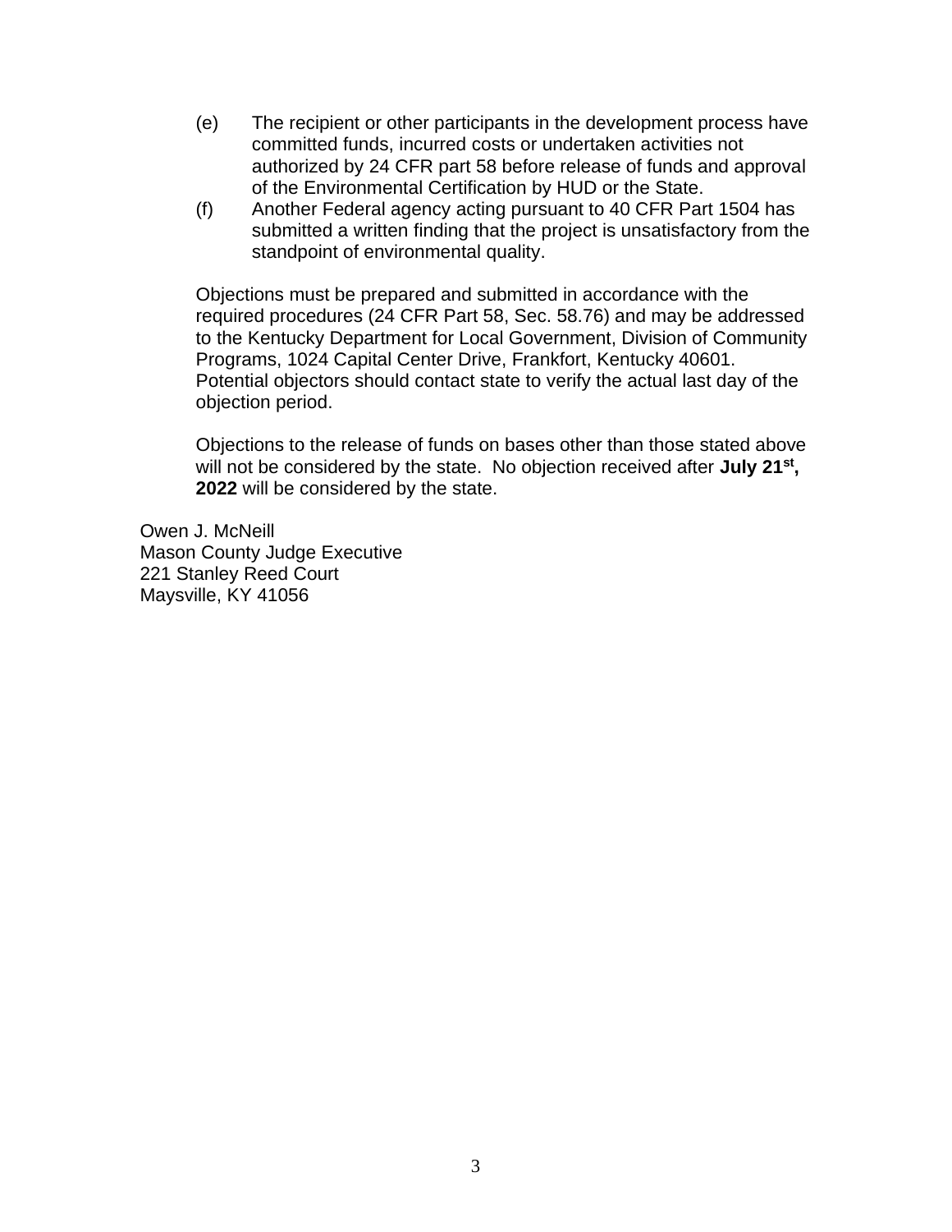(e) The recipient or other participants in the development process have committed funds, incurred costs or undertaken activities not authorized by 24 CFR part 58 before release of funds and approval of the Environmental Certification by HUD or the State.

(f) Another Federal agency acting pursuant to 40 CFR Part 1504 has submitted a written finding that the project is unsatisfactory from the standpoint of environmental quality.

Objections must be prepared and submitted in accordance with the required procedures (24 CFR Part 58, Sec. 58.76) and may be addressed to the Kentucky Department for Local Government, Division of Community Programs, 1024 Capital Center Drive, Frankfort, Kentucky 40601. Potential objectors should contact state to verify the actual last day of the objection period.

Objections to the release of funds on bases other than those stated above will not be considered by the state. No objection received after **July 21st, 2022** will be considered by the state.

Owen J. McNeill
Mason County Judge Executive
221 Stanley Reed Court
Maysville, KY 41056